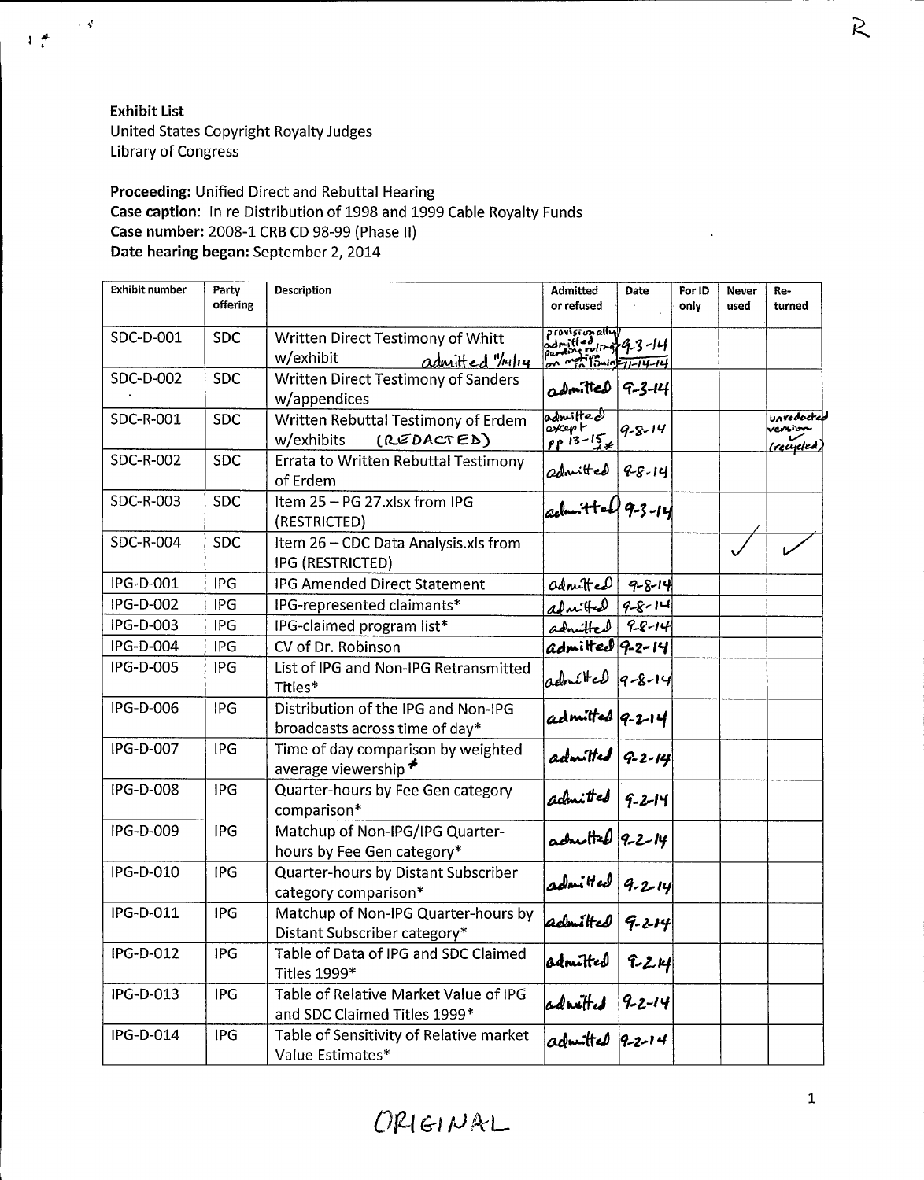**Exhibit List**
United States Copyright Royalty Judges
Library of Congress

**Proceeding:** Unified Direct and Rebuttal Hearing
**Case caption**: In re Distribution of 1998 and 1999 Cable Royalty Funds
**Case number:** 2008-1 CRB CD 98-99 (Phase II)
**Date hearing began:** September 2, 2014

| Exhibit number | Party offering | Description | Admitted or refused | Date | For ID only | Never used | Re-turned |
|---|---|---|---|---|---|---|---|
| SDC-D-001 | SDC | Written Direct Testimony of Whitt w/exhibit admitted 11/14/14 | provisionally admitted pending ruling on motion in limine | 9-3-14 11-14-14 | | | |
| SDC-D-002 | SDC | Written Direct Testimony of Sanders w/appendices | admitted | 9-3-14 | | | |
| SDC-R-001 | SDC | Written Rebuttal Testimony of Erdem w/exhibits (REDACTED) | admitted except pp 13-15 * | 9-8-14 | | | unredacted version ✓ (recycled) |
| SDC-R-002 | SDC | Errata to Written Rebuttal Testimony of Erdem | admitted | 9-8-14 | | | |
| SDC-R-003 | SDC | Item 25 – PG 27.xlsx from IPG (RESTRICTED) | admitted | 9-3-14 | | | |
| SDC-R-004 | SDC | Item 26 – CDC Data Analysis.xls from IPG (RESTRICTED) | | | | ✓ | ✓ |
| IPG-D-001 | IPG | IPG Amended Direct Statement | admitted | 9-8-14 | | | |
| IPG-D-002 | IPG | IPG-represented claimants* | admitted | 9-8-14 | | | |
| IPG-D-003 | IPG | IPG-claimed program list* | admitted | 9-8-14 | | | |
| IPG-D-004 | IPG | CV of Dr. Robinson | admitted | 9-2-14 | | | |
| IPG-D-005 | IPG | List of IPG and Non-IPG Retransmitted Titles* | admitted | 9-8-14 | | | |
| IPG-D-006 | IPG | Distribution of the IPG and Non-IPG broadcasts across time of day* | admitted | 9-2-14 | | | |
| IPG-D-007 | IPG | Time of day comparison by weighted average viewership* | admitted | 9-2-14 | | | |
| IPG-D-008 | IPG | Quarter-hours by Fee Gen category comparison* | admitted | 9-2-14 | | | |
| IPG-D-009 | IPG | Matchup of Non-IPG/IPG Quarter-hours by Fee Gen category* | admitted | 9-2-14 | | | |
| IPG-D-010 | IPG | Quarter-hours by Distant Subscriber category comparison* | admitted | 9-2-14 | | | |
| IPG-D-011 | IPG | Matchup of Non-IPG Quarter-hours by Distant Subscriber category* | admitted | 9-2-14 | | | |
| IPG-D-012 | IPG | Table of Data of IPG and SDC Claimed Titles 1999* | admitted | 9-2-14 | | | |
| IPG-D-013 | IPG | Table of Relative Market Value of IPG and SDC Claimed Titles 1999* | admitted | 9-2-14 | | | |
| IPG-D-014 | IPG | Table of Sensitivity of Relative market Value Estimates* | admitted | 9-2-14 | | | |

ORIGINAL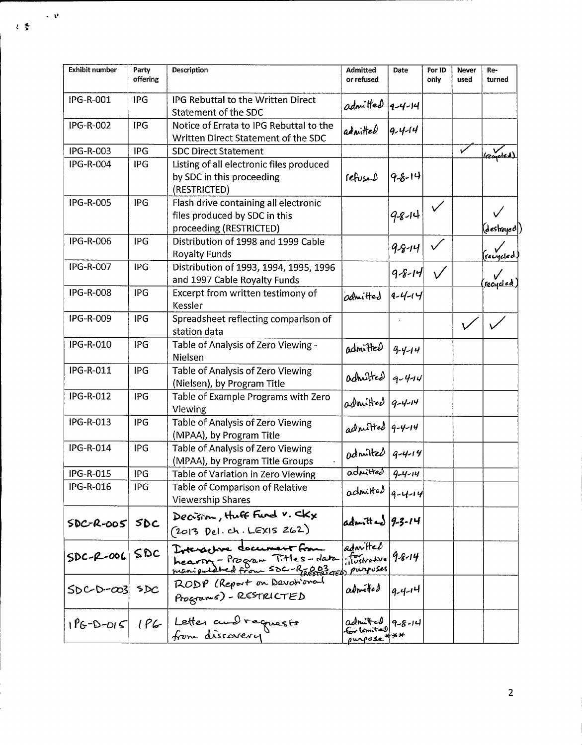| Exhibit number | Party offering | Description | Admitted or refused | Date | For ID only | Never used | Re-turned |
|---|---|---|---|---|---|---|---|
| IPG-R-001 | IPG | IPG Rebuttal to the Written Direct Statement of the SDC | admitted | 9-4-14 | | | |
| IPG-R-002 | IPG | Notice of Errata to IPG Rebuttal to the Written Direct Statement of the SDC | admitted | 9-4-14 | | | |
| IPG-R-003 | IPG | SDC Direct Statement | | | | ✓ | ✓ (recycled) |
| IPG-R-004 | IPG | Listing of all electronic files produced by SDC in this proceeding (RESTRICTED) | refused | 9-8-14 | | | |
| IPG-R-005 | IPG | Flash drive containing all electronic files produced by SDC in this proceeding (RESTRICTED) | | 9-8-14 | ✓ | | ✓ (destroyed) |
| IPG-R-006 | IPG | Distribution of 1998 and 1999 Cable Royalty Funds | | 9-8-14 | ✓ | | ✓ (recycled) |
| IPG-R-007 | IPG | Distribution of 1993, 1994, 1995, 1996 and 1997 Cable Royalty Funds | | 9-8-14 | ✓ | | ✓ (recycled) |
| IPG-R-008 | IPG | Excerpt from written testimony of Kessler | admitted | 9-4-14 | | | |
| IPG-R-009 | IPG | Spreadsheet reflecting comparison of station data | | | | ✓ | ✓ |
| IPG-R-010 | IPG | Table of Analysis of Zero Viewing - Nielsen | admitted | 9-4-14 | | | |
| IPG-R-011 | IPG | Table of Analysis of Zero Viewing (Nielsen), by Program Title | admitted | 9-4-14 | | | |
| IPG-R-012 | IPG | Table of Example Programs with Zero Viewing | admitted | 9-4-14 | | | |
| IPG-R-013 | IPG | Table of Analysis of Zero Viewing (MPAA), by Program Title | admitted | 9-4-14 | | | |
| IPG-R-014 | IPG | Table of Analysis of Zero Viewing (MPAA), by Program Title Groups | admitted | 9-4-14 | | | |
| IPG-R-015 | IPG | Table of Variation in Zero Viewing | admitted | 9-4-14 | | | |
| IPG-R-016 | IPG | Table of Comparison of Relative Viewership Shares | admitted | 9-4-14 | | | |
| SDC-R-005 | SDC | Decision, Huff Fund v. CKx (2013 Del. Ch. LEXIS 262) | admitted | 9-3-14 | | | |
| SDC-R-006 | SDC | Interactive document from hearing – Program Titles – data manipulated from SDC-R-003 (RESTRICTED) | admitted for illustrative purposes | 9-8-14 | | | |
| SDC-D-003 | SDC | RODP (Report on Devotional Programs) - RESTRICTED | admitted | 9-4-14 | | | |
| IPG-D-015 | IPG | Letter and requests from discovery | admitted for limited purpose *** | 9-8-14 | | | |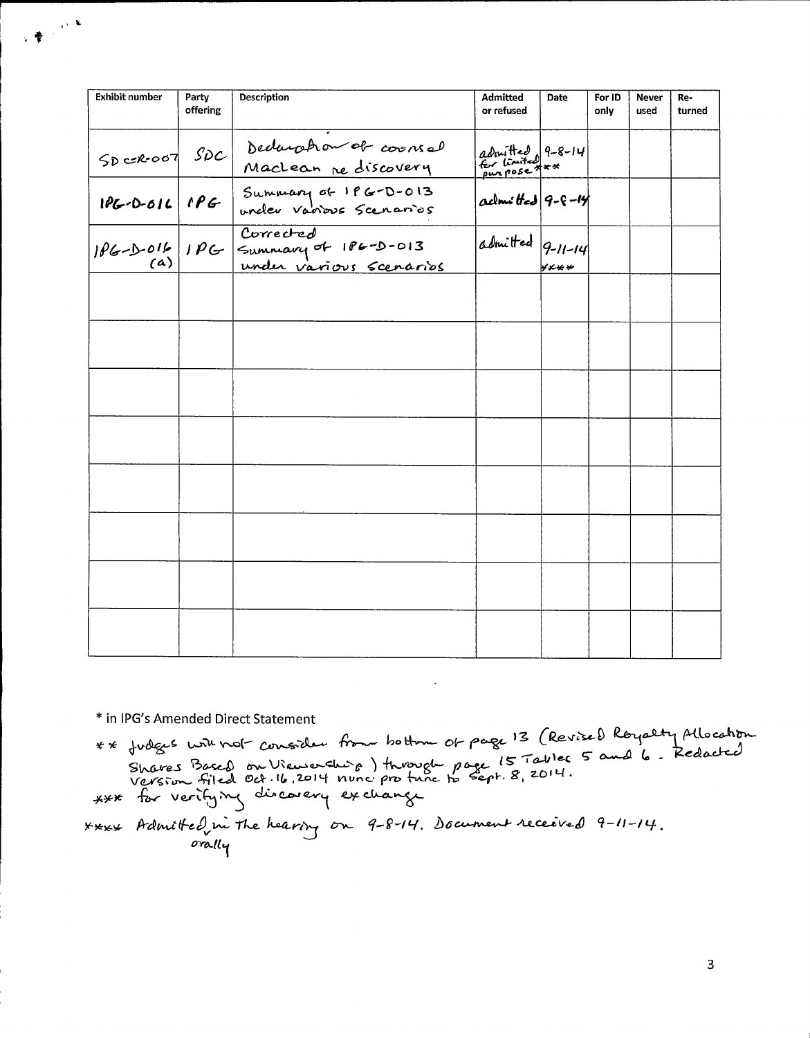| Exhibit number | Party offering | Description | Admitted or refused | Date | For ID only | Never used | Re-turned |
|---|---|---|---|---|---|---|---|
| SDC-R-007 | SDC | Declaration of counsel MacLean re discovery | admitted for limited purpose*** | 9-8-14 | | | |
| IPG-D-016 | IPG | Summary of IPG-D-013 under various scenarios | admitted | 9-8-14 | | | |
| IPG-D-016 (a) | IPG | Corrected Summary of IPG-D-013 under various scenarios | admitted | 9-11-14 **** | | | |
| | | | | | | | |
| | | | | | | | |
| | | | | | | | |
| | | | | | | | |
| | | | | | | | |
| | | | | | | | |
| | | | | | | | |
| | | | | | | | |

* in IPG's Amended Direct Statement

** Judges will not consider from bottom of page 13 (Revised Royalty Allocation Shares Based on Viewership) through page 15 Tables 5 and 6. Redacted version filed Oct. 16, 2014 nunc pro tunc to Sept. 8, 2014.

*** for verifying discovery exchange

**** Admitted orally in the hearing on 9-8-14. Document received 9-11-14.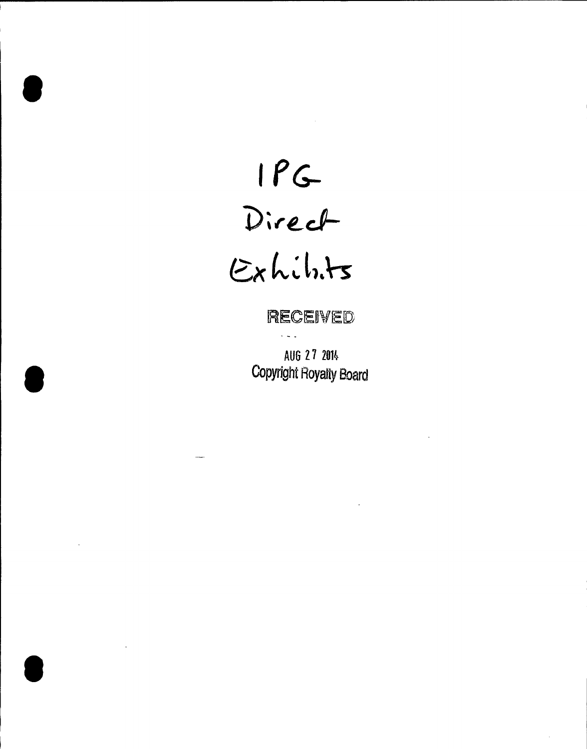# IPG Direct Exhibits

RECEIVED

AUG 27 2014
Copyright Royalty Board